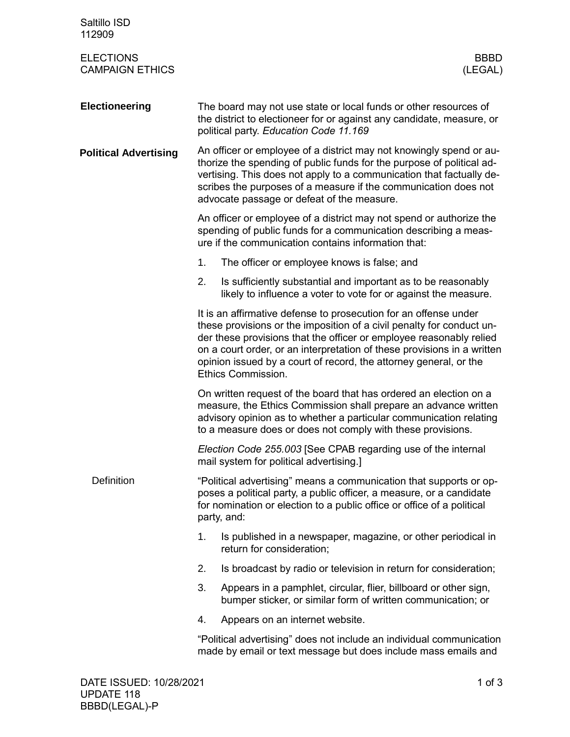# ELECTIONS
# CAMPAIGN ETHICS

BBBD (LEGAL)

## Electioneering

The board may not use state or local funds or other resources of the district to electioneer for or against any candidate, measure, or political party. *Education Code 11.169*

## Political Advertising

An officer or employee of a district may not knowingly spend or authorize the spending of public funds for the purpose of political advertising. This does not apply to a communication that factually describes the purposes of a measure if the communication does not advocate passage or defeat of the measure.

An officer or employee of a district may not spend or authorize the spending of public funds for a communication describing a measure if the communication contains information that:

1. The officer or employee knows is false; and
2. Is sufficiently substantial and important as to be reasonably likely to influence a voter to vote for or against the measure.

It is an affirmative defense to prosecution for an offense under these provisions or the imposition of a civil penalty for conduct under these provisions that the officer or employee reasonably relied on a court order, or an interpretation of these provisions in a written opinion issued by a court of record, the attorney general, or the Ethics Commission.

On written request of the board that has ordered an election on a measure, the Ethics Commission shall prepare an advance written advisory opinion as to whether a particular communication relating to a measure does or does not comply with these provisions.

*Election Code 255.003* [See CPAB regarding use of the internal mail system for political advertising.]

### Definition

"Political advertising" means a communication that supports or opposes a political party, a public officer, a measure, or a candidate for nomination or election to a public office or office of a political party, and:

1. Is published in a newspaper, magazine, or other periodical in return for consideration;
2. Is broadcast by radio or television in return for consideration;
3. Appears in a pamphlet, circular, flier, billboard or other sign, bumper sticker, or similar form of written communication; or
4. Appears on an internet website.

"Political advertising" does not include an individual communication made by email or text message but does include mass emails and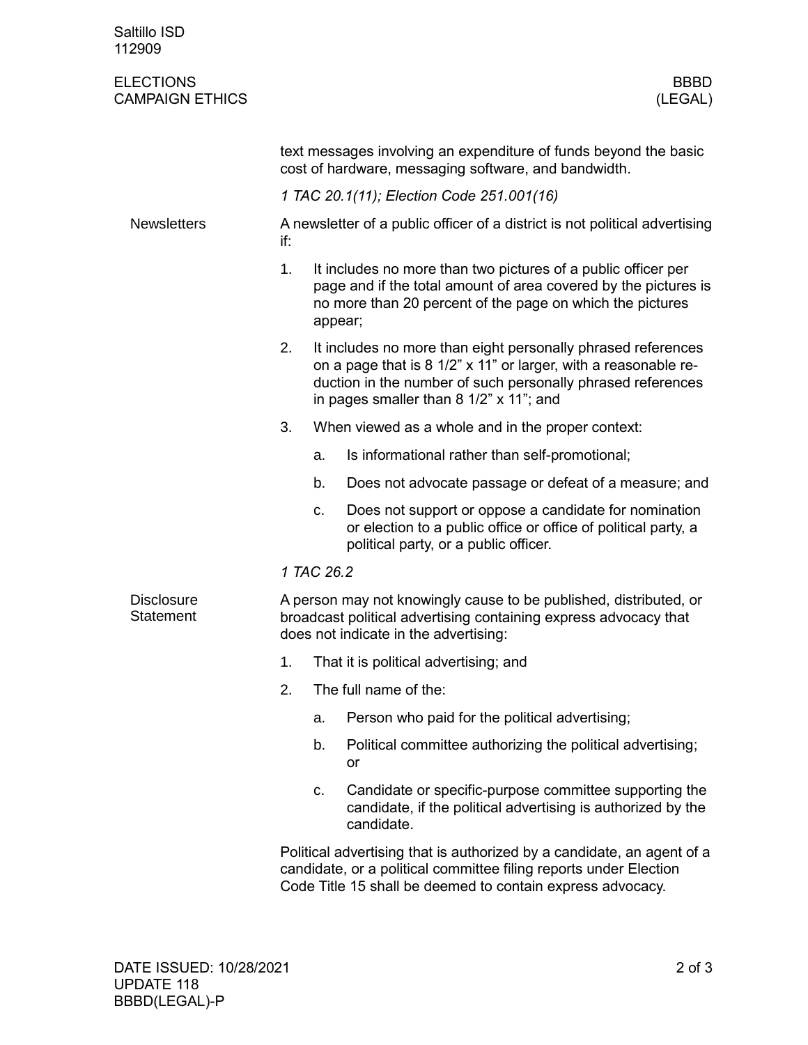text messages involving an expenditure of funds beyond the basic cost of hardware, messaging software, and bandwidth.

*1 TAC 20.1(11); Election Code 251.001(16)*

## Newsletters

A newsletter of a public officer of a district is not political advertising if:

1. It includes no more than two pictures of a public officer per page and if the total amount of area covered by the pictures is no more than 20 percent of the page on which the pictures appear;
2. It includes no more than eight personally phrased references on a page that is 8 1/2" x 11" or larger, with a reasonable reduction in the number of such personally phrased references in pages smaller than 8 1/2" x 11"; and
3. When viewed as a whole and in the proper context:
   a. Is informational rather than self-promotional;
   b. Does not advocate passage or defeat of a measure; and
   c. Does not support or oppose a candidate for nomination or election to a public office or office of political party, a political party, or a public officer.

*1 TAC 26.2*

## Disclosure Statement

A person may not knowingly cause to be published, distributed, or broadcast political advertising containing express advocacy that does not indicate in the advertising:

1. That it is political advertising; and
2. The full name of the:
   a. Person who paid for the political advertising;
   b. Political committee authorizing the political advertising; or
   c. Candidate or specific-purpose committee supporting the candidate, if the political advertising is authorized by the candidate.

Political advertising that is authorized by a candidate, an agent of a candidate, or a political committee filing reports under Election Code Title 15 shall be deemed to contain express advocacy.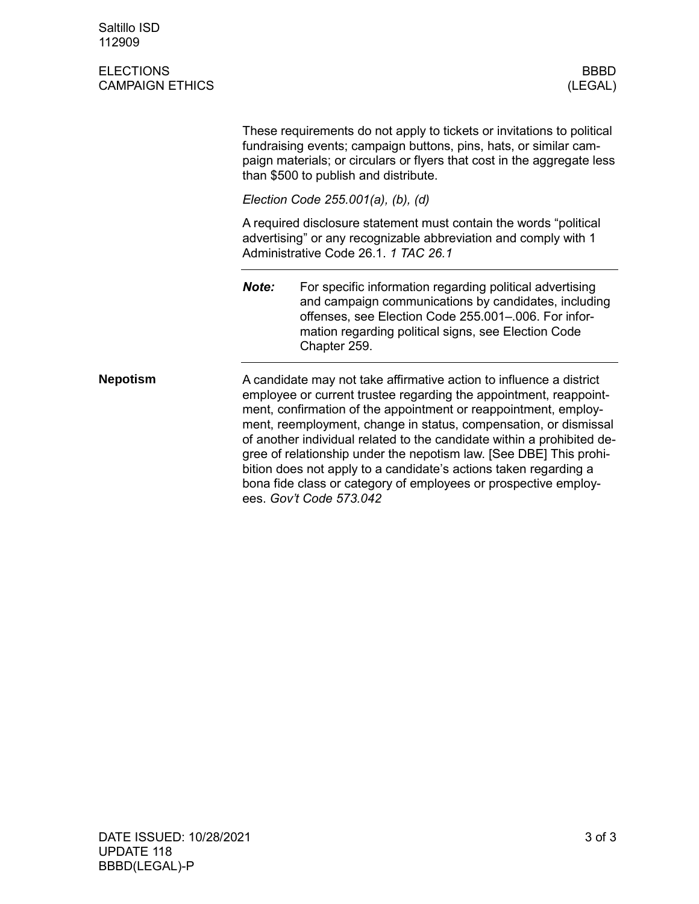These requirements do not apply to tickets or invitations to political fundraising events; campaign buttons, pins, hats, or similar campaign materials; or circulars or flyers that cost in the aggregate less than $500 to publish and distribute.

*Election Code 255.001(a), (b), (d)*

A required disclosure statement must contain the words "political advertising" or any recognizable abbreviation and comply with 1 Administrative Code 26.1. *1 TAC 26.1*

---

***Note:*** For specific information regarding political advertising and campaign communications by candidates, including offenses, see Election Code 255.001–.006. For information regarding political signs, see Election Code Chapter 259.

---

## Nepotism

A candidate may not take affirmative action to influence a district employee or current trustee regarding the appointment, reappointment, confirmation of the appointment or reappointment, employment, reemployment, change in status, compensation, or dismissal of another individual related to the candidate within a prohibited degree of relationship under the nepotism law. [See DBE] This prohibition does not apply to a candidate's actions taken regarding a bona fide class or category of employees or prospective employees. *Gov't Code 573.042*